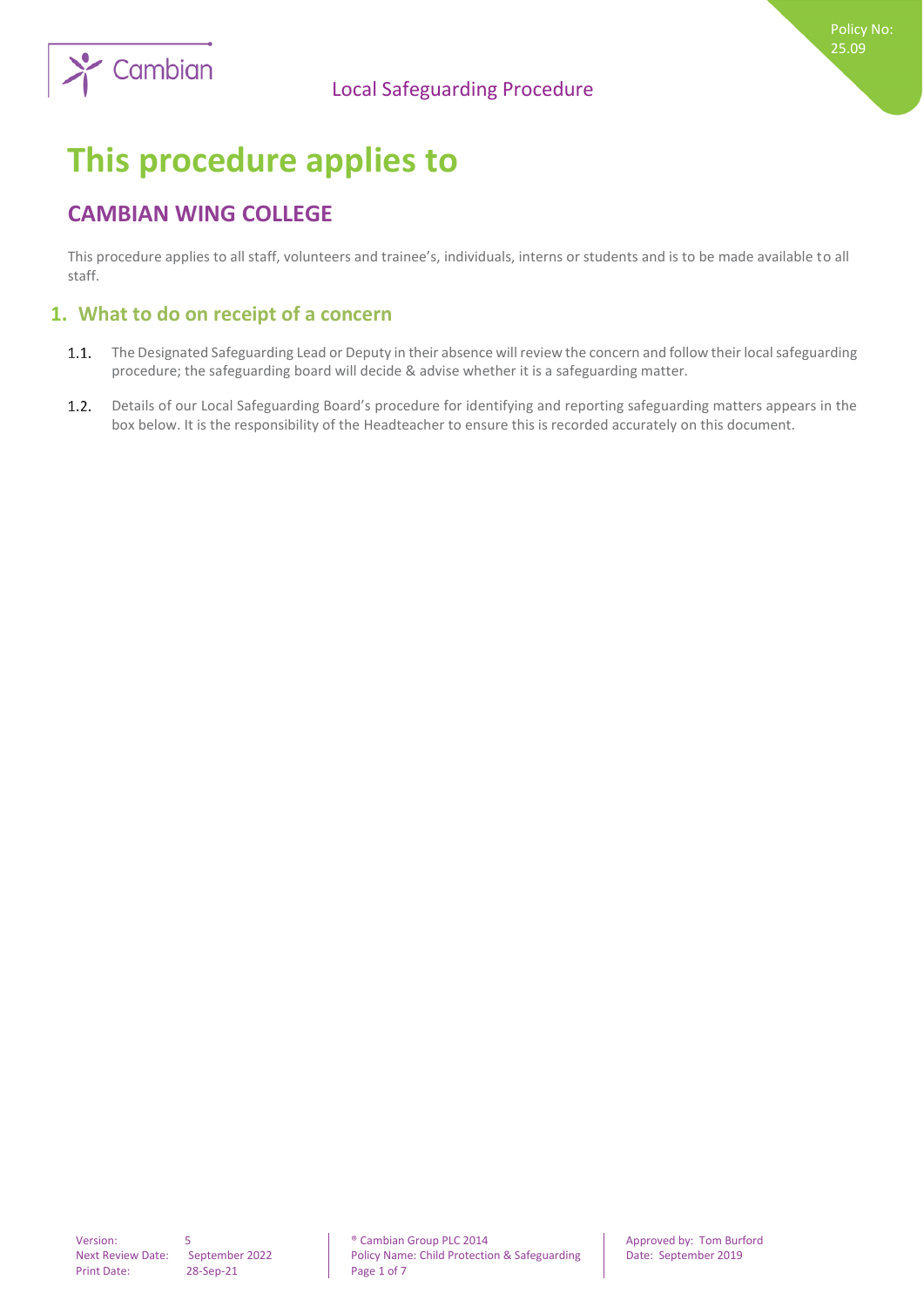# This procedure applies to

## CAMBIAN WING COLLEGE

This procedure applies to all staff, volunteers and trainee's, individuals, interns or students and is to be made available to all staff.

## 1. What to do on receipt of a concern

1.1. The Designated Safeguarding Lead or Deputy in their absence will review the concern and follow their local safeguarding procedure; the safeguarding board will decide & advise whether it is a safeguarding matter.

1.2. Details of our Local Safeguarding Board's procedure for identifying and reporting safeguarding matters appears in the box below. It is the responsibility of the Headteacher to ensure this is recorded accurately on this document.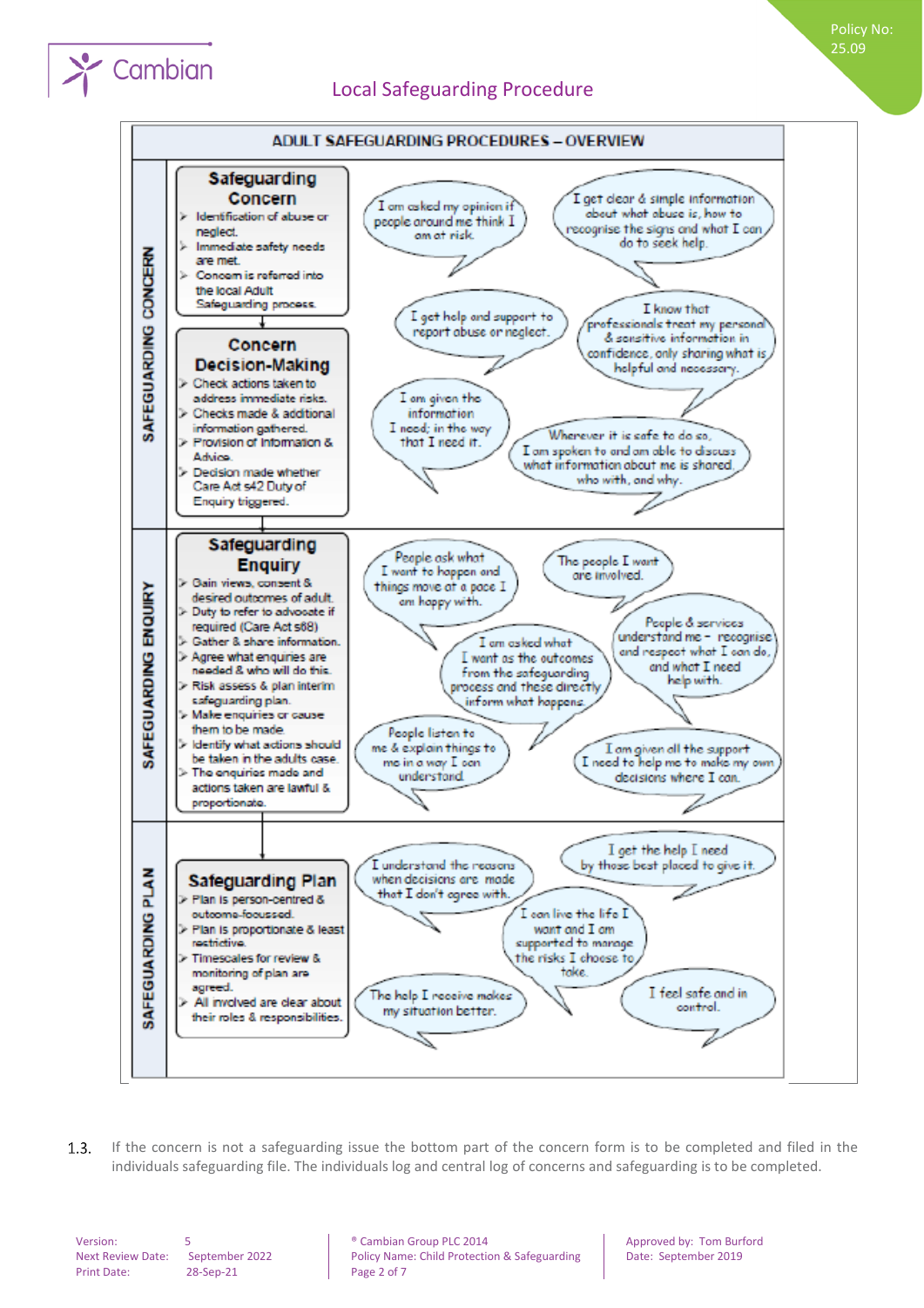## ADULT SAFEGUARDING PROCEDURES – OVERVIEW

### SAFEGUARDING CONCERN

**Safeguarding Concern**

- Identification of abuse or neglect.
- Immediate safety needs are met.
- Concern is referred into the local Adult Safeguarding process.

**Concern Decision-Making**

- Check actions taken to address immediate risks.
- Checks made & additional information gathered.
- Provision of Information & Advice.
- Decision made whether Care Act s42 Duty of Enquiry triggered.

"I am asked my opinion if people around me think I am at risk."

"I get clear & simple information about what abuse is, how to recognise the signs and what I can do to seek help."

"I get help and support to report abuse or neglect."

"I know that professionals treat my personal & sensitive information in confidence, only sharing what is helpful and necessary."

"I am given the information I need; in the way that I need it."

"Wherever it is safe to do so, I am spoken to and am able to discuss what information about me is shared, who with, and why."

### SAFEGUARDING ENQUIRY

**Safeguarding Enquiry**

- Gain views, consent & desired outcomes of adult.
- Duty to refer to advocate if required (Care Act s68)
- Gather & share information.
- Agree what enquiries are needed & who will do this.
- Risk assess & plan interim safeguarding plan.
- Make enquiries or cause them to be made.
- Identify what actions should be taken in the adults case.
- The enquiries made and actions taken are lawful & proportionate.

"People ask what I want to happen and things move at a pace I am happy with."

"The people I want are involved."

"I am asked what I want as the outcomes from the safeguarding process and these directly inform what happens."

"People & services understand me – recognise and respect what I can do, and what I need help with."

"People listen to me & explain things to me in a way I can understand."

"I am given all the support I need to help me to make my own decisions where I can."

### SAFEGUARDING PLAN

**Safeguarding Plan**

- Plan is person-centred & outcome-focussed.
- Plan is proportionate & least restrictive.
- Timescales for review & monitoring of plan are agreed.
- All involved are clear about their roles & responsibilities.

"I understand the reasons when decisions are made that I don't agree with."

"I get the help I need by those best placed to give it."

"I can live the life I want and I am supported to manage the risks I choose to take."

"The help I receive makes my situation better."

"I feel safe and in control."

1.3. If the concern is not a safeguarding issue the bottom part of the concern form is to be completed and filed in the individuals safeguarding file. The individuals log and central log of concerns and safeguarding is to be completed.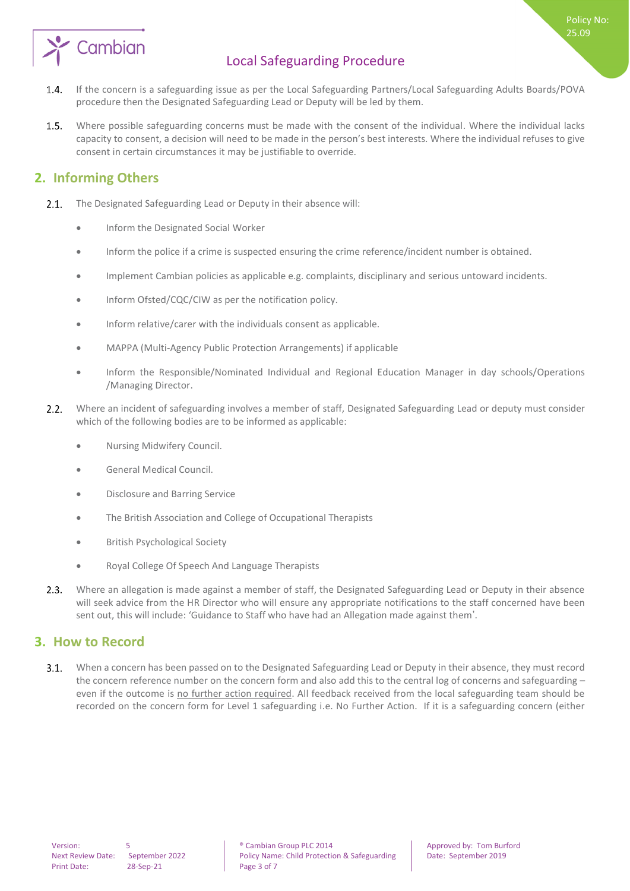1.4. If the concern is a safeguarding issue as per the Local Safeguarding Partners/Local Safeguarding Adults Boards/POVA procedure then the Designated Safeguarding Lead or Deputy will be led by them.

1.5. Where possible safeguarding concerns must be made with the consent of the individual. Where the individual lacks capacity to consent, a decision will need to be made in the person's best interests. Where the individual refuses to give consent in certain circumstances it may be justifiable to override.

## 2. Informing Others

2.1. The Designated Safeguarding Lead or Deputy in their absence will:

- Inform the Designated Social Worker
- Inform the police if a crime is suspected ensuring the crime reference/incident number is obtained.
- Implement Cambian policies as applicable e.g. complaints, disciplinary and serious untoward incidents.
- Inform Ofsted/CQC/CIW as per the notification policy.
- Inform relative/carer with the individuals consent as applicable.
- MAPPA (Multi-Agency Public Protection Arrangements) if applicable
- Inform the Responsible/Nominated Individual and Regional Education Manager in day schools/Operations /Managing Director.

2.2. Where an incident of safeguarding involves a member of staff, Designated Safeguarding Lead or deputy must consider which of the following bodies are to be informed as applicable:

- Nursing Midwifery Council.
- General Medical Council.
- Disclosure and Barring Service
- The British Association and College of Occupational Therapists
- British Psychological Society
- Royal College Of Speech And Language Therapists

2.3. Where an allegation is made against a member of staff, the Designated Safeguarding Lead or Deputy in their absence will seek advice from the HR Director who will ensure any appropriate notifications to the staff concerned have been sent out, this will include: 'Guidance to Staff who have had an Allegation made against them'.

## 3. How to Record

3.1. When a concern has been passed on to the Designated Safeguarding Lead or Deputy in their absence, they must record the concern reference number on the concern form and also add this to the central log of concerns and safeguarding – even if the outcome is no further action required. All feedback received from the local safeguarding team should be recorded on the concern form for Level 1 safeguarding i.e. No Further Action. If it is a safeguarding concern (either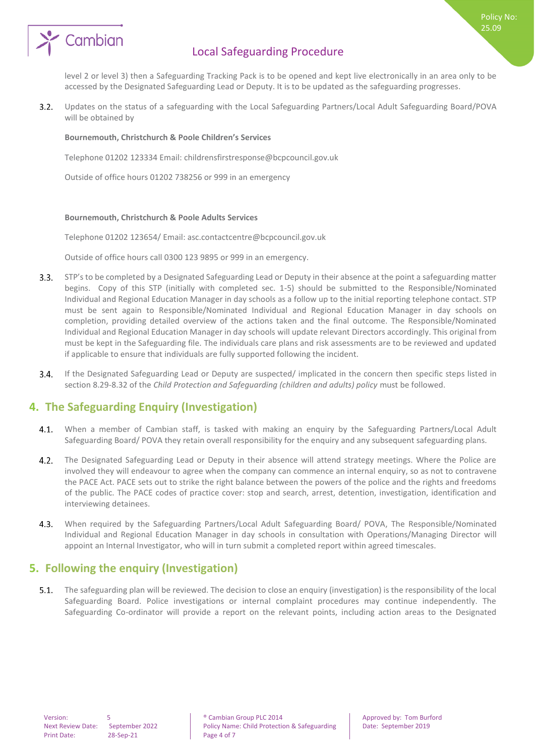level 2 or level 3) then a Safeguarding Tracking Pack is to be opened and kept live electronically in an area only to be accessed by the Designated Safeguarding Lead or Deputy. It is to be updated as the safeguarding progresses.

3.2. Updates on the status of a safeguarding with the Local Safeguarding Partners/Local Adult Safeguarding Board/POVA will be obtained by

**Bournemouth, Christchurch & Poole Children's Services**

Telephone 01202 123334 Email: childrensfirstresponse@bcpcouncil.gov.uk

Outside of office hours 01202 738256 or 999 in an emergency

**Bournemouth, Christchurch & Poole Adults Services**

Telephone 01202 123654/ Email: asc.contactcentre@bcpcouncil.gov.uk

Outside of office hours call 0300 123 9895 or 999 in an emergency.

3.3. STP's to be completed by a Designated Safeguarding Lead or Deputy in their absence at the point a safeguarding matter begins. Copy of this STP (initially with completed sec. 1-5) should be submitted to the Responsible/Nominated Individual and Regional Education Manager in day schools as a follow up to the initial reporting telephone contact. STP must be sent again to Responsible/Nominated Individual and Regional Education Manager in day schools on completion, providing detailed overview of the actions taken and the final outcome. The Responsible/Nominated Individual and Regional Education Manager in day schools will update relevant Directors accordingly. This original from must be kept in the Safeguarding file. The individuals care plans and risk assessments are to be reviewed and updated if applicable to ensure that individuals are fully supported following the incident.

3.4. If the Designated Safeguarding Lead or Deputy are suspected/ implicated in the concern then specific steps listed in section 8.29-8.32 of the *Child Protection and Safeguarding (children and adults) policy* must be followed.

## 4. The Safeguarding Enquiry (Investigation)

4.1. When a member of Cambian staff, is tasked with making an enquiry by the Safeguarding Partners/Local Adult Safeguarding Board/ POVA they retain overall responsibility for the enquiry and any subsequent safeguarding plans.

4.2. The Designated Safeguarding Lead or Deputy in their absence will attend strategy meetings. Where the Police are involved they will endeavour to agree when the company can commence an internal enquiry, so as not to contravene the PACE Act. PACE sets out to strike the right balance between the powers of the police and the rights and freedoms of the public. The PACE codes of practice cover: stop and search, arrest, detention, investigation, identification and interviewing detainees.

4.3. When required by the Safeguarding Partners/Local Adult Safeguarding Board/ POVA, The Responsible/Nominated Individual and Regional Education Manager in day schools in consultation with Operations/Managing Director will appoint an Internal Investigator, who will in turn submit a completed report within agreed timescales.

## 5. Following the enquiry (Investigation)

5.1. The safeguarding plan will be reviewed. The decision to close an enquiry (investigation) is the responsibility of the local Safeguarding Board. Police investigations or internal complaint procedures may continue independently. The Safeguarding Co-ordinator will provide a report on the relevant points, including action areas to the Designated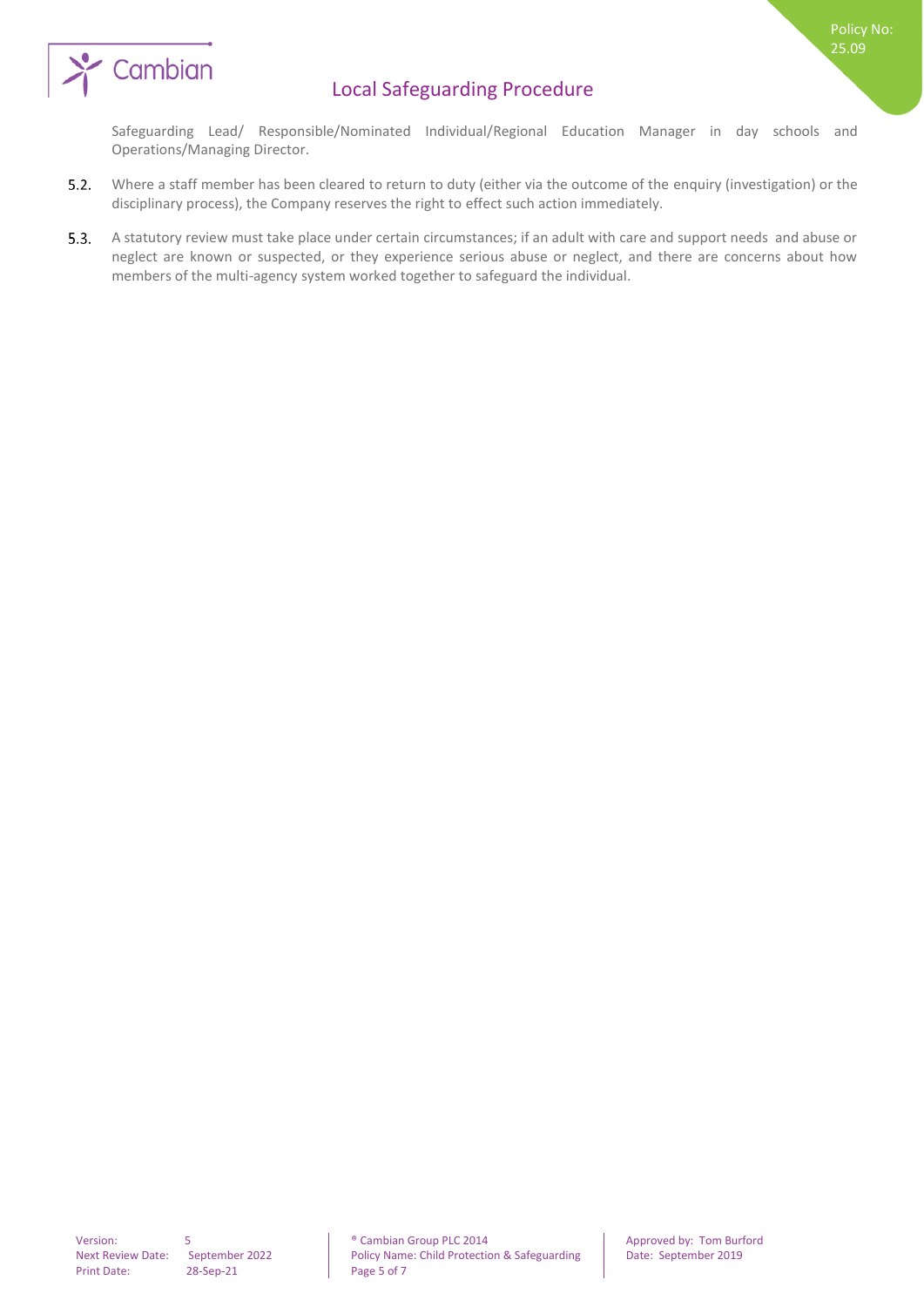Safeguarding Lead/ Responsible/Nominated Individual/Regional Education Manager in day schools and Operations/Managing Director.

5.2. Where a staff member has been cleared to return to duty (either via the outcome of the enquiry (investigation) or the disciplinary process), the Company reserves the right to effect such action immediately.

5.3. A statutory review must take place under certain circumstances; if an adult with care and support needs and abuse or neglect are known or suspected, or they experience serious abuse or neglect, and there are concerns about how members of the multi-agency system worked together to safeguard the individual.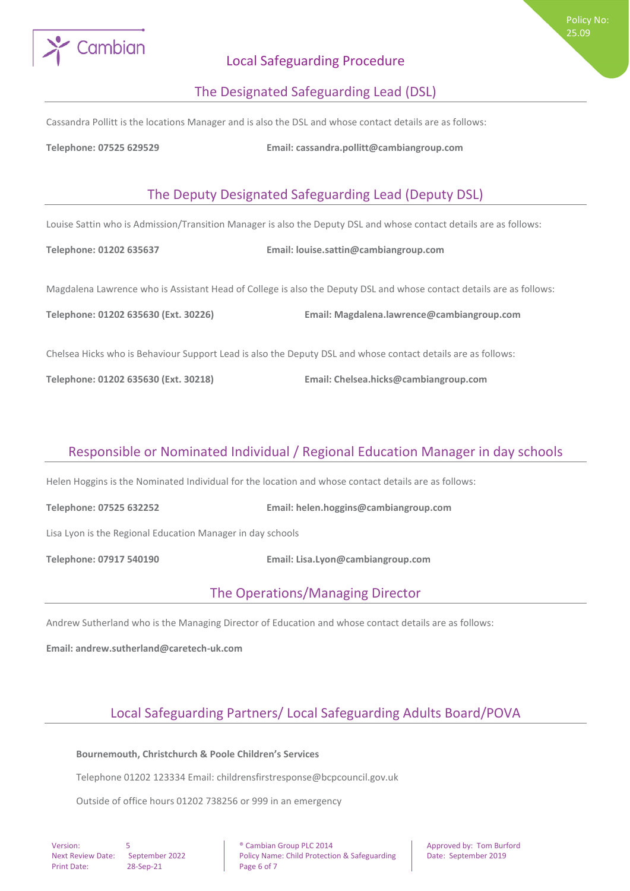# Local Safeguarding Procedure

## The Designated Safeguarding Lead (DSL)

Cassandra Pollitt is the locations Manager and is also the DSL and whose contact details are as follows:

**Telephone: 07525 629529** **Email: cassandra.pollitt@cambiangroup.com**

## The Deputy Designated Safeguarding Lead (Deputy DSL)

Louise Sattin who is Admission/Transition Manager is also the Deputy DSL and whose contact details are as follows:

**Telephone: 01202 635637** **Email: louise.sattin@cambiangroup.com**

Magdalena Lawrence who is Assistant Head of College is also the Deputy DSL and whose contact details are as follows:

**Telephone: 01202 635630 (Ext. 30226)** **Email: Magdalena.lawrence@cambiangroup.com**

Chelsea Hicks who is Behaviour Support Lead is also the Deputy DSL and whose contact details are as follows:

**Telephone: 01202 635630 (Ext. 30218)** **Email: Chelsea.hicks@cambiangroup.com**

## Responsible or Nominated Individual / Regional Education Manager in day schools

Helen Hoggins is the Nominated Individual for the location and whose contact details are as follows:

**Telephone: 07525 632252** **Email: helen.hoggins@cambiangroup.com**

Lisa Lyon is the Regional Education Manager in day schools

**Telephone: 07917 540190** **Email: Lisa.Lyon@cambiangroup.com**

## The Operations/Managing Director

Andrew Sutherland who is the Managing Director of Education and whose contact details are as follows:

**Email: andrew.sutherland@caretech-uk.com**

## Local Safeguarding Partners/ Local Safeguarding Adults Board/POVA

**Bournemouth, Christchurch & Poole Children's Services**

Telephone 01202 123334 Email: childrensfirstresponse@bcpcouncil.gov.uk

Outside of office hours 01202 738256 or 999 in an emergency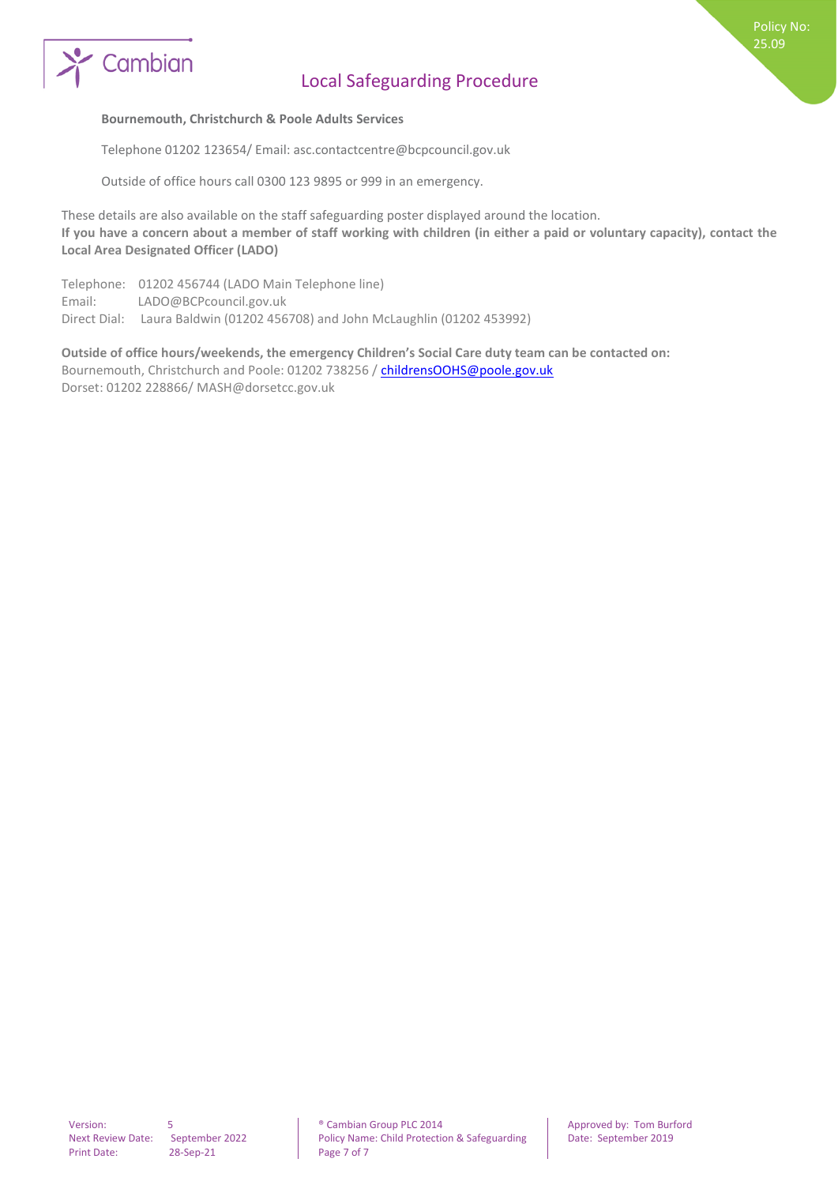**Bournemouth, Christchurch & Poole Adults Services**

Telephone 01202 123654/ Email: asc.contactcentre@bcpcouncil.gov.uk

Outside of office hours call 0300 123 9895 or 999 in an emergency.

These details are also available on the staff safeguarding poster displayed around the location.

**If you have a concern about a member of staff working with children (in either a paid or voluntary capacity), contact the Local Area Designated Officer (LADO)**

Telephone: 01202 456744 (LADO Main Telephone line)
Email: LADO@BCPcouncil.gov.uk
Direct Dial: Laura Baldwin (01202 456708) and John McLaughlin (01202 453992)

**Outside of office hours/weekends, the emergency Children's Social Care duty team can be contacted on:**
Bournemouth, Christchurch and Poole: 01202 738256 / childrensOOHS@poole.gov.uk
Dorset: 01202 228866/ MASH@dorsetcc.gov.uk